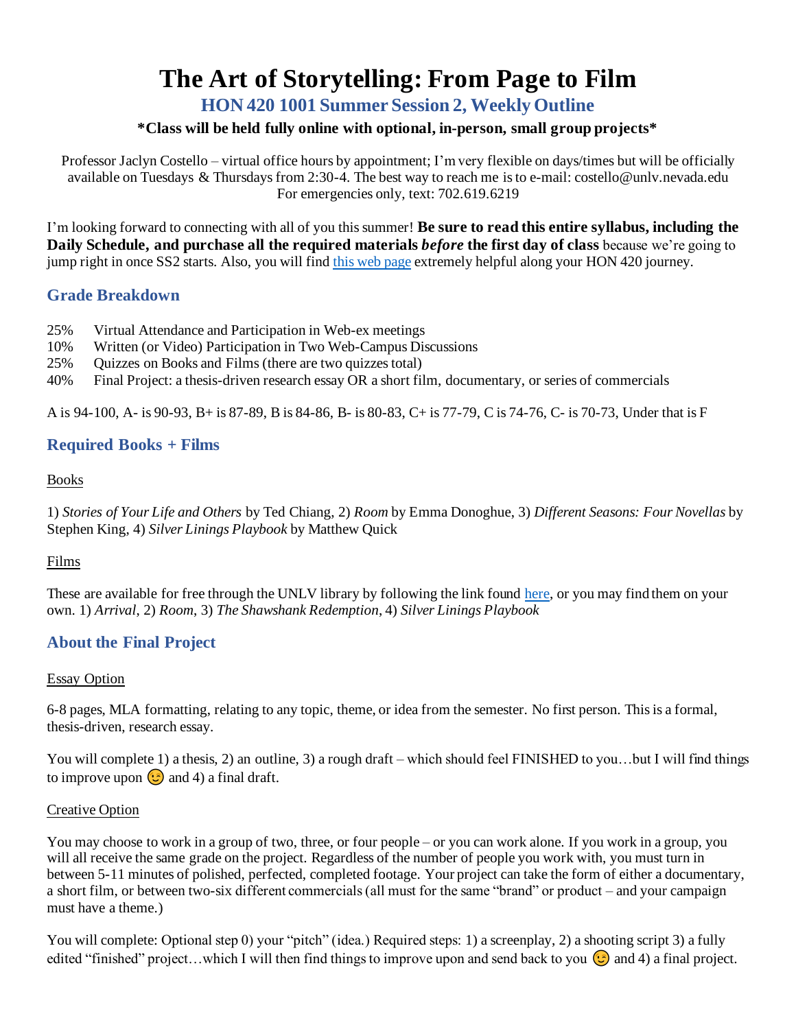# The Art of Storytelling: From Page to Film

## HON 420 1001 Summer Session 2, Weekly Outline

**\*Class will be held fully online with optional, in-person, small group projects\***

Professor Jaclyn Costello – virtual office hours by appointment; I'm very flexible on days/times but will be officially available on Tuesdays & Thursdays from 2:30-4. The best way to reach me is to e-mail: costello@unlv.nevada.edu
For emergencies only, text: 702.619.6219

I'm looking forward to connecting with all of you this summer! **Be sure to read this entire syllabus, including the Daily Schedule, and purchase all the required materials *before* the first day of class** because we're going to jump right in once SS2 starts. Also, you will find [this web page] extremely helpful along your HON 420 journey.

## Grade Breakdown

25% Virtual Attendance and Participation in Web-ex meetings
10% Written (or Video) Participation in Two Web-Campus Discussions
25% Quizzes on Books and Films (there are two quizzes total)
40% Final Project: a thesis-driven research essay OR a short film, documentary, or series of commercials

A is 94-100, A- is 90-93, B+ is 87-89, B is 84-86, B- is 80-83, C+ is 77-79, C is 74-76, C- is 70-73, Under that is F

## Required Books + Films

### Books

1) *Stories of Your Life and Others* by Ted Chiang, 2) *Room* by Emma Donoghue, 3) *Different Seasons: Four Novellas* by Stephen King, 4) *Silver Linings Playbook* by Matthew Quick

### Films

These are available for free through the UNLV library by following the link found [here], or you may find them on your own. 1) *Arrival*, 2) *Room*, 3) *The Shawshank Redemption*, 4) *Silver Linings Playbook*

## About the Final Project

### Essay Option

6-8 pages, MLA formatting, relating to any topic, theme, or idea from the semester. No first person. This is a formal, thesis-driven, research essay.

You will complete 1) a thesis, 2) an outline, 3) a rough draft – which should feel FINISHED to you…but I will find things to improve upon 😉 and 4) a final draft.

### Creative Option

You may choose to work in a group of two, three, or four people – or you can work alone. If you work in a group, you will all receive the same grade on the project. Regardless of the number of people you work with, you must turn in between 5-11 minutes of polished, perfected, completed footage. Your project can take the form of either a documentary, a short film, or between two-six different commercials (all must for the same "brand" or product – and your campaign must have a theme.)

You will complete: Optional step 0) your "pitch" (idea.) Required steps: 1) a screenplay, 2) a shooting script 3) a fully edited "finished" project…which I will then find things to improve upon and send back to you 😉 and 4) a final project.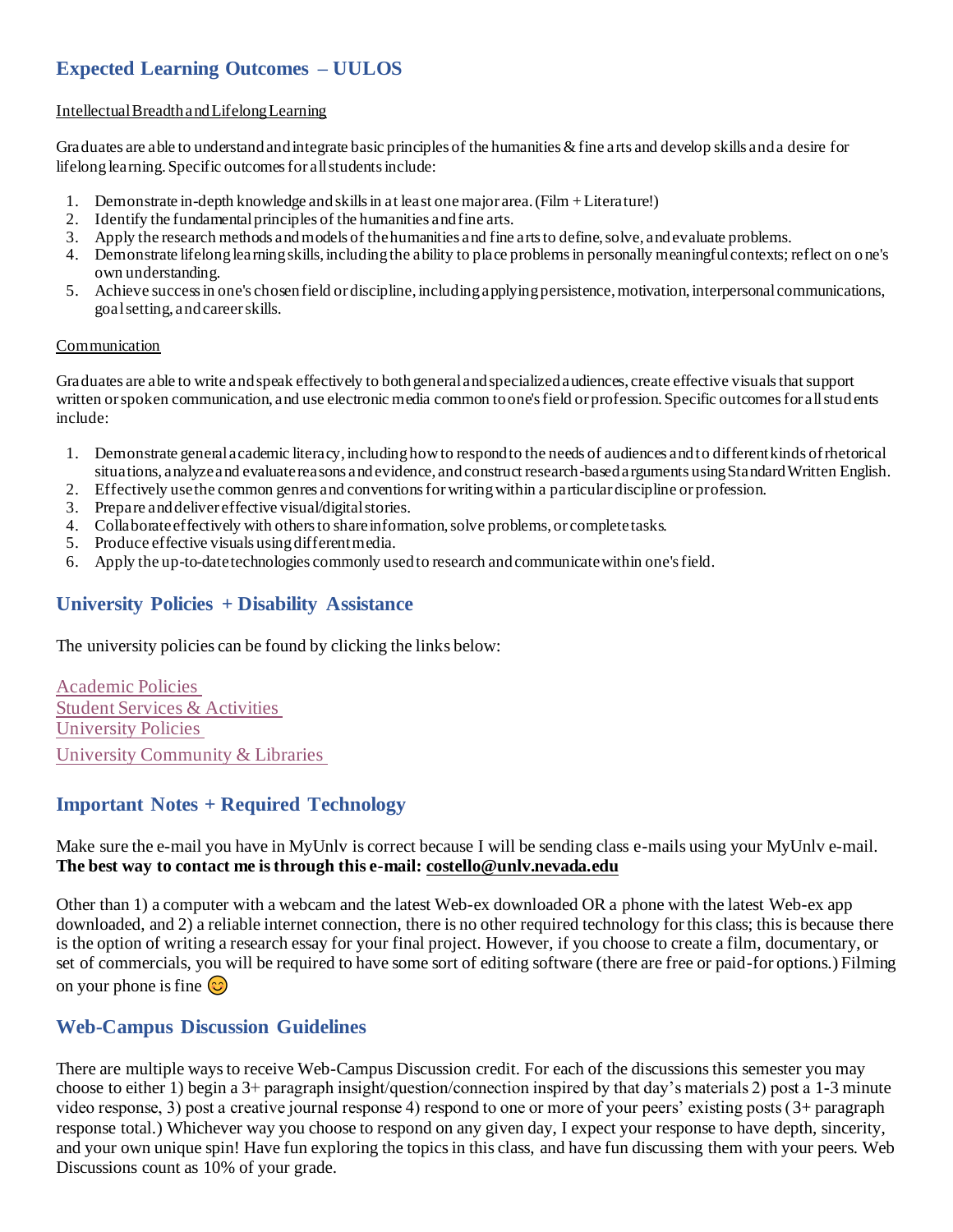## Expected Learning Outcomes – UULOS

Intellectual Breadth and Lifelong Learning

Graduates are able to understand and integrate basic principles of the humanities & fine arts and develop skills and a desire for lifelong learning. Specific outcomes for all students include:

1. Demonstrate in-depth knowledge and skills in at least one major area. (Film + Literature!)
2. Identify the fundamental principles of the humanities and fine arts.
3. Apply the research methods and models of the humanities and fine arts to define, solve, and evaluate problems.
4. Demonstrate lifelong learning skills, including the ability to place problems in personally meaningful contexts; reflect on one's own understanding.
5. Achieve success in one's chosen field or discipline, including applying persistence, motivation, interpersonal communications, goal setting, and career skills.

Communication

Graduates are able to write and speak effectively to both general and specialized audiences, create effective visuals that support written or spoken communication, and use electronic media common to one's field or profession. Specific outcomes for all students include:

1. Demonstrate general academic literacy, including how to respond to the needs of audiences and to different kinds of rhetorical situations, analyze and evaluate reasons and evidence, and construct research-based arguments using Standard Written English.
2. Effectively use the common genres and conventions for writing within a particular discipline or profession.
3. Prepare and deliver effective visual/digital stories.
4. Collaborate effectively with others to share information, solve problems, or complete tasks.
5. Produce effective visuals using different media.
6. Apply the up-to-date technologies commonly used to research and communicate within one's field.

## University Policies + Disability Assistance

The university policies can be found by clicking the links below:

Academic Policies
Student Services & Activities
University Policies
University Community & Libraries

## Important Notes + Required Technology

Make sure the e-mail you have in MyUnlv is correct because I will be sending class e-mails using your MyUnlv e-mail. **The best way to contact me is through this e-mail: costello@unlv.nevada.edu**

Other than 1) a computer with a webcam and the latest Web-ex downloaded OR a phone with the latest Web-ex app downloaded, and 2) a reliable internet connection, there is no other required technology for this class; this is because there is the option of writing a research essay for your final project. However, if you choose to create a film, documentary, or set of commercials, you will be required to have some sort of editing software (there are free or paid-for options.) Filming on your phone is fine 😊

## Web-Campus Discussion Guidelines

There are multiple ways to receive Web-Campus Discussion credit. For each of the discussions this semester you may choose to either 1) begin a 3+ paragraph insight/question/connection inspired by that day's materials 2) post a 1-3 minute video response, 3) post a creative journal response 4) respond to one or more of your peers' existing posts (3+ paragraph response total.) Whichever way you choose to respond on any given day, I expect your response to have depth, sincerity, and your own unique spin! Have fun exploring the topics in this class, and have fun discussing them with your peers. Web Discussions count as 10% of your grade.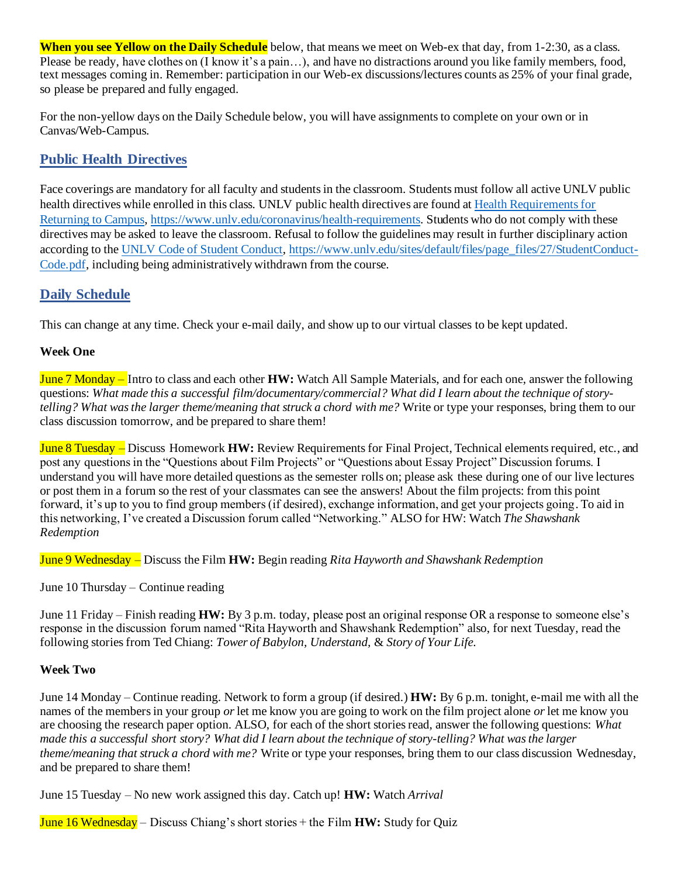**When you see Yellow on the Daily Schedule** below, that means we meet on Web-ex that day, from 1-2:30, as a class. Please be ready, have clothes on (I know it's a pain…), and have no distractions around you like family members, food, text messages coming in. Remember: participation in our Web-ex discussions/lectures counts as 25% of your final grade, so please be prepared and fully engaged.

For the non-yellow days on the Daily Schedule below, you will have assignments to complete on your own or in Canvas/Web-Campus.

## Public Health Directives

Face coverings are mandatory for all faculty and students in the classroom. Students must follow all active UNLV public health directives while enrolled in this class. UNLV public health directives are found at [Health Requirements for Returning to Campus](https://www.unlv.edu/coronavirus/health-requirements), https://www.unlv.edu/coronavirus/health-requirements. Students who do not comply with these directives may be asked to leave the classroom. Refusal to follow the guidelines may result in further disciplinary action according to the [UNLV Code of Student Conduct](https://www.unlv.edu/sites/default/files/page_files/27/StudentConduct-Code.pdf), https://www.unlv.edu/sites/default/files/page_files/27/StudentConduct-Code.pdf, including being administratively withdrawn from the course.

## Daily Schedule

This can change at any time. Check your e-mail daily, and show up to our virtual classes to be kept updated.

**Week One**

June 7 Monday – Intro to class and each other **HW:** Watch All Sample Materials, and for each one, answer the following questions: *What made this a successful film/documentary/commercial? What did I learn about the technique of story-telling? What was the larger theme/meaning that struck a chord with me?* Write or type your responses, bring them to our class discussion tomorrow, and be prepared to share them!

June 8 Tuesday – Discuss Homework **HW:** Review Requirements for Final Project, Technical elements required, etc., and post any questions in the "Questions about Film Projects" or "Questions about Essay Project" Discussion forums. I understand you will have more detailed questions as the semester rolls on; please ask these during one of our live lectures or post them in a forum so the rest of your classmates can see the answers! About the film projects: from this point forward, it's up to you to find group members (if desired), exchange information, and get your projects going. To aid in this networking, I've created a Discussion forum called "Networking." ALSO for HW: Watch *The Shawshank Redemption*

June 9 Wednesday – Discuss the Film **HW:** Begin reading *Rita Hayworth and Shawshank Redemption*

June 10 Thursday – Continue reading

June 11 Friday – Finish reading **HW:** By 3 p.m. today, please post an original response OR a response to someone else's response in the discussion forum named "Rita Hayworth and Shawshank Redemption" also, for next Tuesday, read the following stories from Ted Chiang: *Tower of Babylon, Understand,* & *Story of Your Life.*

**Week Two**

June 14 Monday – Continue reading. Network to form a group (if desired.) **HW:** By 6 p.m. tonight, e-mail me with all the names of the members in your group *or* let me know you are going to work on the film project alone *or* let me know you are choosing the research paper option. ALSO, for each of the short stories read, answer the following questions: *What made this a successful short story? What did I learn about the technique of story-telling? What was the larger theme/meaning that struck a chord with me?* Write or type your responses, bring them to our class discussion Wednesday, and be prepared to share them!

June 15 Tuesday – No new work assigned this day. Catch up! **HW:** Watch *Arrival*

June 16 Wednesday – Discuss Chiang's short stories + the Film **HW:** Study for Quiz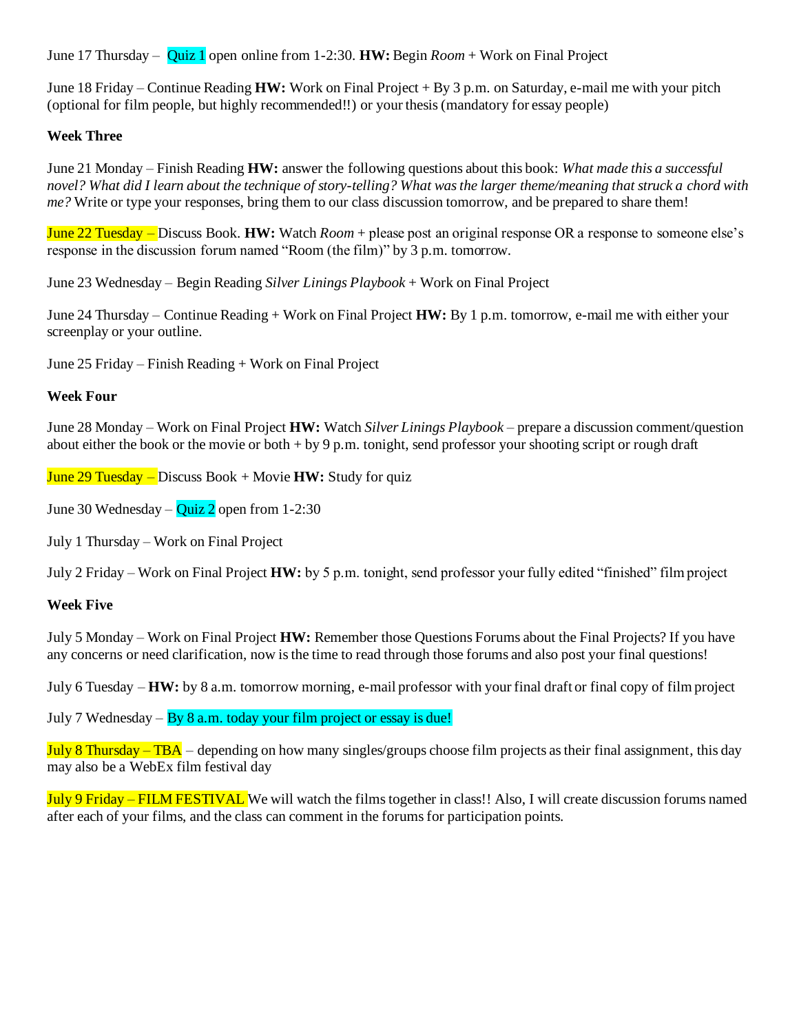June 17 Thursday – Quiz 1 open online from 1-2:30. **HW:** Begin *Room* + Work on Final Project

June 18 Friday – Continue Reading **HW:** Work on Final Project + By 3 p.m. on Saturday, e-mail me with your pitch (optional for film people, but highly recommended!!) or your thesis (mandatory for essay people)

**Week Three**

June 21 Monday – Finish Reading **HW:** answer the following questions about this book: *What made this a successful novel? What did I learn about the technique of story-telling? What was the larger theme/meaning that struck a chord with me?* Write or type your responses, bring them to our class discussion tomorrow, and be prepared to share them!

June 22 Tuesday – Discuss Book. **HW:** Watch *Room* + please post an original response OR a response to someone else's response in the discussion forum named "Room (the film)" by 3 p.m. tomorrow.

June 23 Wednesday – Begin Reading *Silver Linings Playbook* + Work on Final Project

June 24 Thursday – Continue Reading + Work on Final Project **HW:** By 1 p.m. tomorrow, e-mail me with either your screenplay or your outline.

June 25 Friday – Finish Reading + Work on Final Project

**Week Four**

June 28 Monday – Work on Final Project **HW:** Watch *Silver Linings Playbook* – prepare a discussion comment/question about either the book or the movie or both + by 9 p.m. tonight, send professor your shooting script or rough draft

June 29 Tuesday – Discuss Book + Movie **HW:** Study for quiz

June 30 Wednesday – Quiz 2 open from 1-2:30

July 1 Thursday – Work on Final Project

July 2 Friday – Work on Final Project **HW:** by 5 p.m. tonight, send professor your fully edited "finished" film project

**Week Five**

July 5 Monday – Work on Final Project **HW:** Remember those Questions Forums about the Final Projects? If you have any concerns or need clarification, now is the time to read through those forums and also post your final questions!

July 6 Tuesday – **HW:** by 8 a.m. tomorrow morning, e-mail professor with your final draft or final copy of film project

July 7 Wednesday – By 8 a.m. today your film project or essay is due!

July 8 Thursday – TBA – depending on how many singles/groups choose film projects as their final assignment, this day may also be a WebEx film festival day

July 9 Friday – FILM FESTIVAL We will watch the films together in class!! Also, I will create discussion forums named after each of your films, and the class can comment in the forums for participation points.